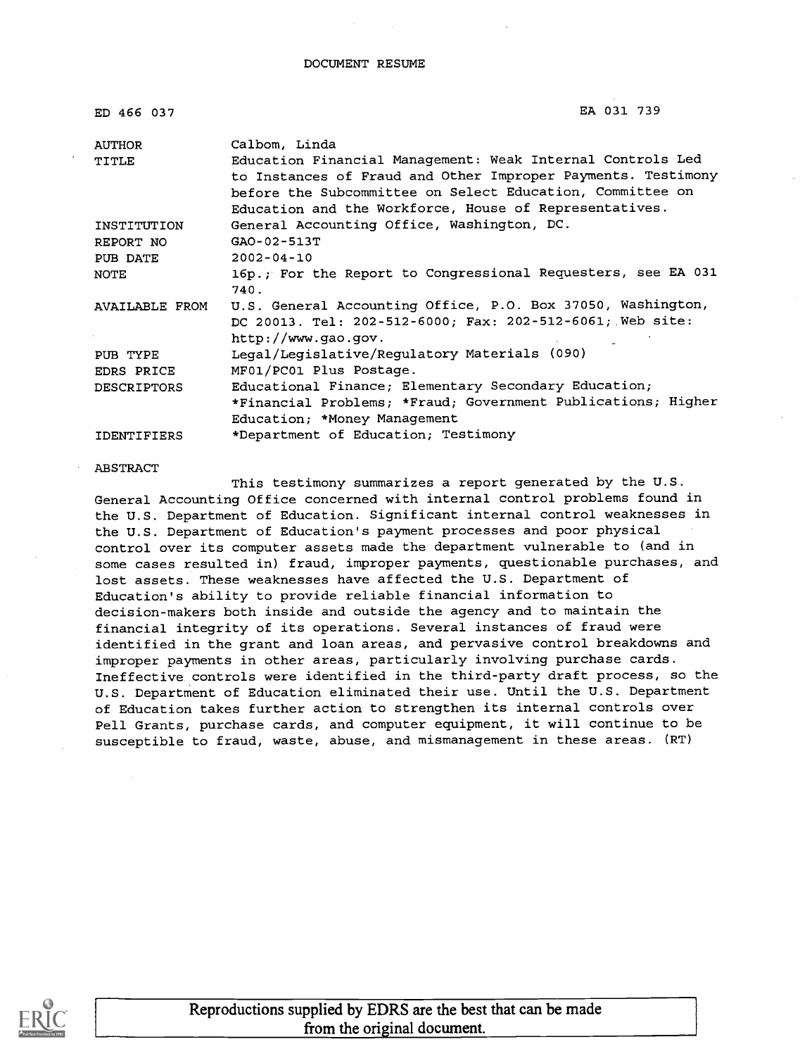DOCUMENT RESUME

| | |
|---|---|
| ED 466 037 | EA 031 739 |
| AUTHOR | Calbom, Linda |
| TITLE | Education Financial Management: Weak Internal Controls Led to Instances of Fraud and Other Improper Payments. Testimony before the Subcommittee on Select Education, Committee on Education and the Workforce, House of Representatives. |
| INSTITUTION | General Accounting Office, Washington, DC. |
| REPORT NO | GAO-02-513T |
| PUB DATE | 2002-04-10 |
| NOTE | 16p.; For the Report to Congressional Requesters, see EA 031 740. |
| AVAILABLE FROM | U.S. General Accounting Office, P.O. Box 37050, Washington, DC 20013. Tel: 202-512-6000; Fax: 202-512-6061; Web site: http://www.gao.gov. |
| PUB TYPE | Legal/Legislative/Regulatory Materials (090) |
| EDRS PRICE | MF01/PC01 Plus Postage. |
| DESCRIPTORS | Educational Finance; Elementary Secondary Education; *Financial Problems; *Fraud; Government Publications; Higher Education; *Money Management |
| IDENTIFIERS | *Department of Education; Testimony |

ABSTRACT

This testimony summarizes a report generated by the U.S. General Accounting Office concerned with internal control problems found in the U.S. Department of Education. Significant internal control weaknesses in the U.S. Department of Education's payment processes and poor physical control over its computer assets made the department vulnerable to (and in some cases resulted in) fraud, improper payments, questionable purchases, and lost assets. These weaknesses have affected the U.S. Department of Education's ability to provide reliable financial information to decision-makers both inside and outside the agency and to maintain the financial integrity of its operations. Several instances of fraud were identified in the grant and loan areas, and pervasive control breakdowns and improper payments in other areas, particularly involving purchase cards. Ineffective controls were identified in the third-party draft process, so the U.S. Department of Education eliminated their use. Until the U.S. Department of Education takes further action to strengthen its internal controls over Pell Grants, purchase cards, and computer equipment, it will continue to be susceptible to fraud, waste, abuse, and mismanagement in these areas. (RT)

Reproductions supplied by EDRS are the best that can be made from the original document.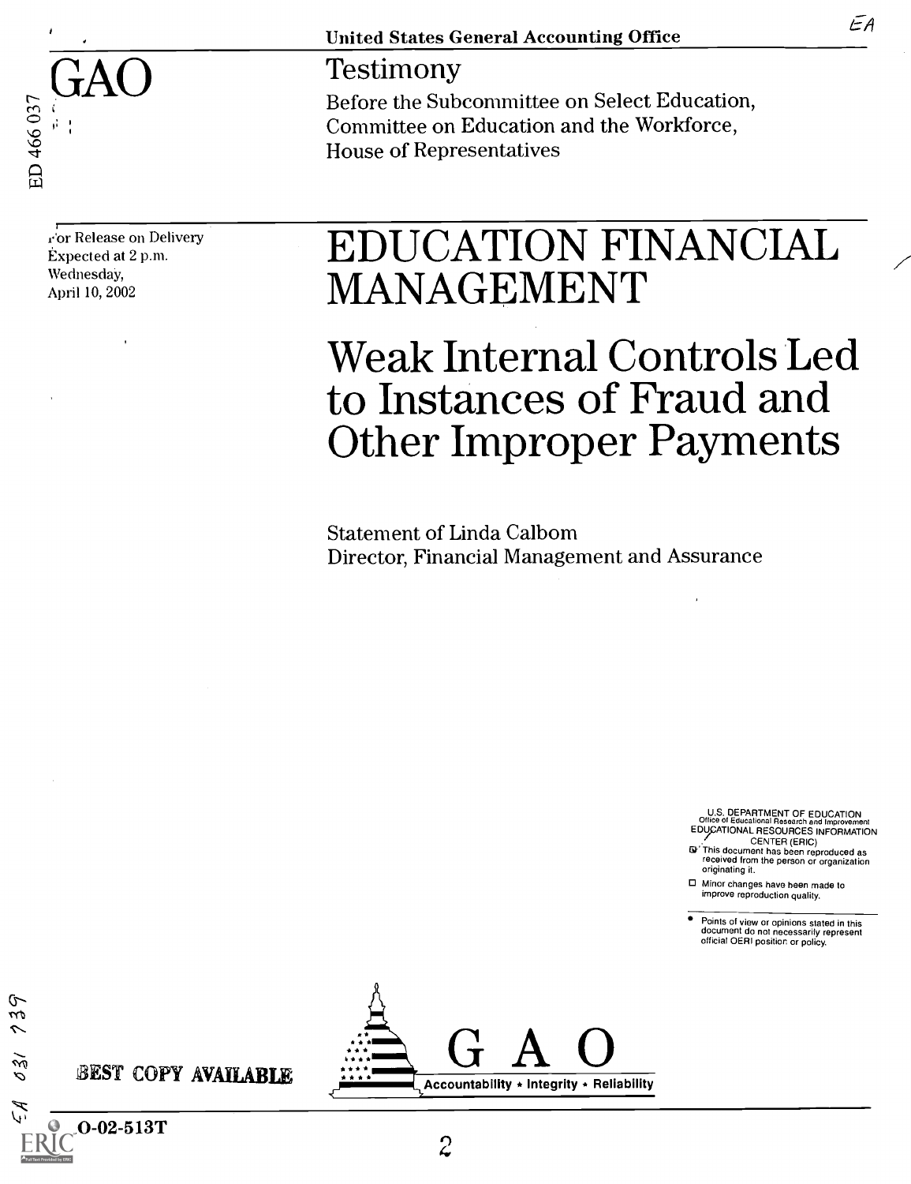United States General Accounting Office

# GAO

Testimony

Before the Subcommittee on Select Education, Committee on Education and the Workforce, House of Representatives

For Release on Delivery
Expected at 2 p.m.
Wednesday,
April 10, 2002

# EDUCATION FINANCIAL MANAGEMENT

## Weak Internal Controls Led to Instances of Fraud and Other Improper Payments

Statement of Linda Calbom
Director, Financial Management and Assurance

U.S. DEPARTMENT OF EDUCATION
Office of Educational Research and Improvement
EDUCATIONAL RESOURCES INFORMATION CENTER (ERIC)

- This document has been reproduced as received from the person or organization originating it.
- Minor changes have been made to improve reproduction quality.

- Points of view or opinions stated in this document do not necessarily represent official OERI position or policy.

BEST COPY AVAILABLE

GAO
Accountability * Integrity * Reliability

GAO-02-513T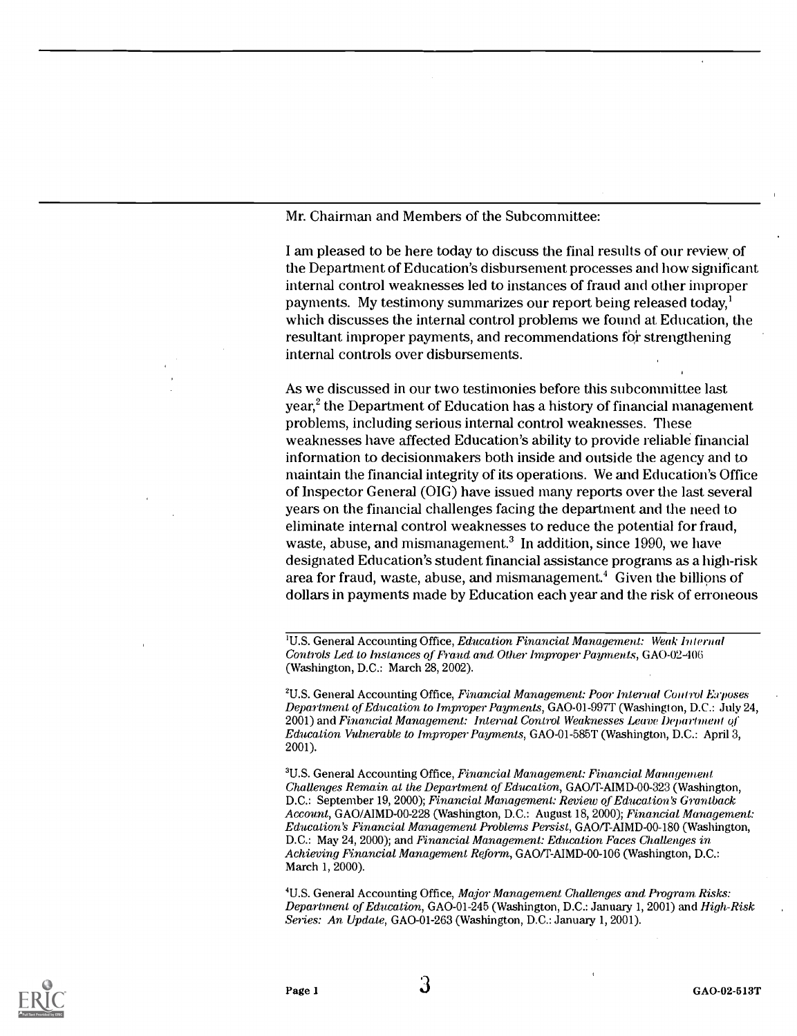Mr. Chairman and Members of the Subcommittee:

I am pleased to be here today to discuss the final results of our review of the Department of Education's disbursement processes and how significant internal control weaknesses led to instances of fraud and other improper payments. My testimony summarizes our report being released today,[1] which discusses the internal control problems we found at Education, the resultant improper payments, and recommendations for strengthening internal controls over disbursements.

As we discussed in our two testimonies before this subcommittee last year,[2] the Department of Education has a history of financial management problems, including serious internal control weaknesses. These weaknesses have affected Education's ability to provide reliable financial information to decisionmakers both inside and outside the agency and to maintain the financial integrity of its operations. We and Education's Office of Inspector General (OIG) have issued many reports over the last several years on the financial challenges facing the department and the need to eliminate internal control weaknesses to reduce the potential for fraud, waste, abuse, and mismanagement.[3] In addition, since 1990, we have designated Education's student financial assistance programs as a high-risk area for fraud, waste, abuse, and mismanagement.[4] Given the billions of dollars in payments made by Education each year and the risk of erroneous

---

[1] U.S. General Accounting Office, *Education Financial Management: Weak Internal Controls Led to Instances of Fraud and Other Improper Payments*, GAO-02-406 (Washington, D.C.: March 28, 2002).

[2] U.S. General Accounting Office, *Financial Management: Poor Internal Control Exposes Department of Education to Improper Payments*, GAO-01-997T (Washington, D.C.: July 24, 2001) and *Financial Management: Internal Control Weaknesses Leave Department of Education Vulnerable to Improper Payments*, GAO-01-585T (Washington, D.C.: April 3, 2001).

[3] U.S. General Accounting Office, *Financial Management: Financial Management Challenges Remain at the Department of Education*, GAO/T-AIMD-00-323 (Washington, D.C.: September 19, 2000); *Financial Management: Review of Education's Grantback Account*, GAO/AIMD-00-228 (Washington, D.C.: August 18, 2000); *Financial Management: Education's Financial Management Problems Persist*, GAO/T-AIMD-00-180 (Washington, D.C.: May 24, 2000); and *Financial Management: Education Faces Challenges in Achieving Financial Management Reform*, GAO/T-AIMD-00-106 (Washington, D.C.: March 1, 2000).

[4] U.S. General Accounting Office, *Major Management Challenges and Program Risks: Department of Education*, GAO-01-245 (Washington, D.C.: January 1, 2001) and *High-Risk Series: An Update*, GAO-01-263 (Washington, D.C.: January 1, 2001).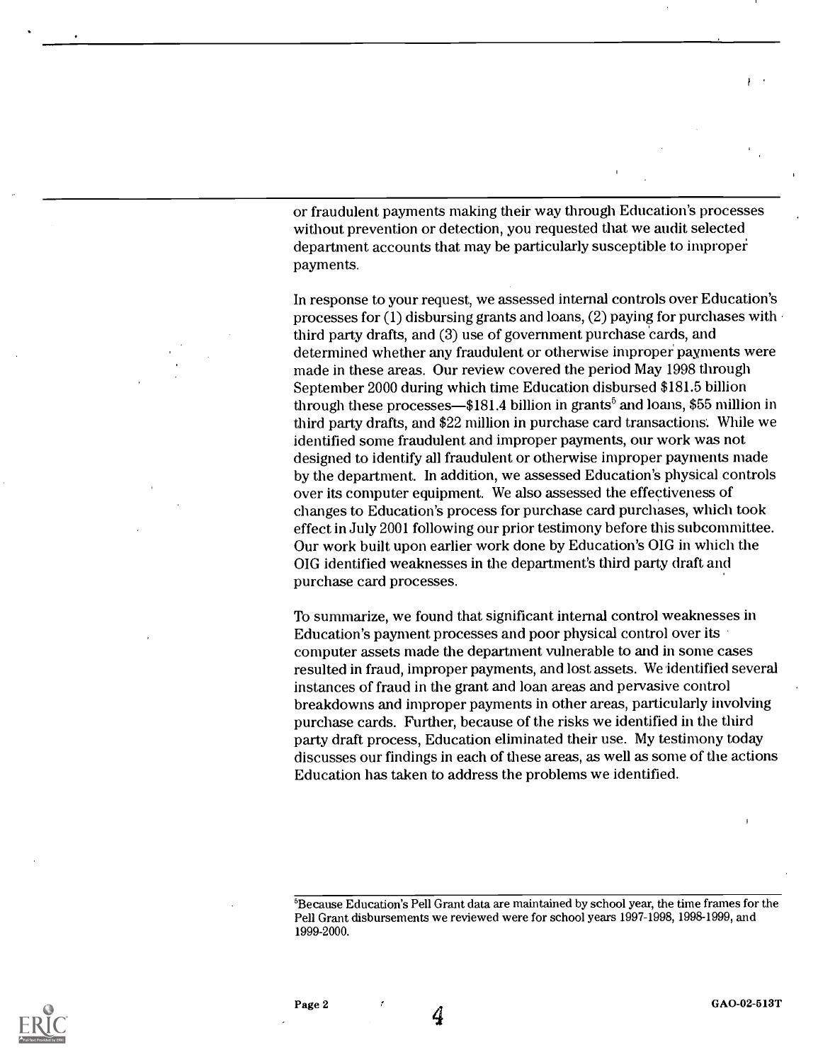or fraudulent payments making their way through Education's processes without prevention or detection, you requested that we audit selected department accounts that may be particularly susceptible to improper payments.

In response to your request, we assessed internal controls over Education's processes for (1) disbursing grants and loans, (2) paying for purchases with third party drafts, and (3) use of government purchase cards, and determined whether any fraudulent or otherwise improper payments were made in these areas. Our review covered the period May 1998 through September 2000 during which time Education disbursed $181.5 billion through these processes—$181.4 billion in grants[5] and loans, $55 million in third party drafts, and $22 million in purchase card transactions. While we identified some fraudulent and improper payments, our work was not designed to identify all fraudulent or otherwise improper payments made by the department. In addition, we assessed Education's physical controls over its computer equipment. We also assessed the effectiveness of changes to Education's process for purchase card purchases, which took effect in July 2001 following our prior testimony before this subcommittee. Our work built upon earlier work done by Education's OIG in which the OIG identified weaknesses in the department's third party draft and purchase card processes.

To summarize, we found that significant internal control weaknesses in Education's payment processes and poor physical control over its computer assets made the department vulnerable to and in some cases resulted in fraud, improper payments, and lost assets. We identified several instances of fraud in the grant and loan areas and pervasive control breakdowns and improper payments in other areas, particularly involving purchase cards. Further, because of the risks we identified in the third party draft process, Education eliminated their use. My testimony today discusses our findings in each of these areas, as well as some of the actions Education has taken to address the problems we identified.

[5] Because Education's Pell Grant data are maintained by school year, the time frames for the Pell Grant disbursements we reviewed were for school years 1997-1998, 1998-1999, and 1999-2000.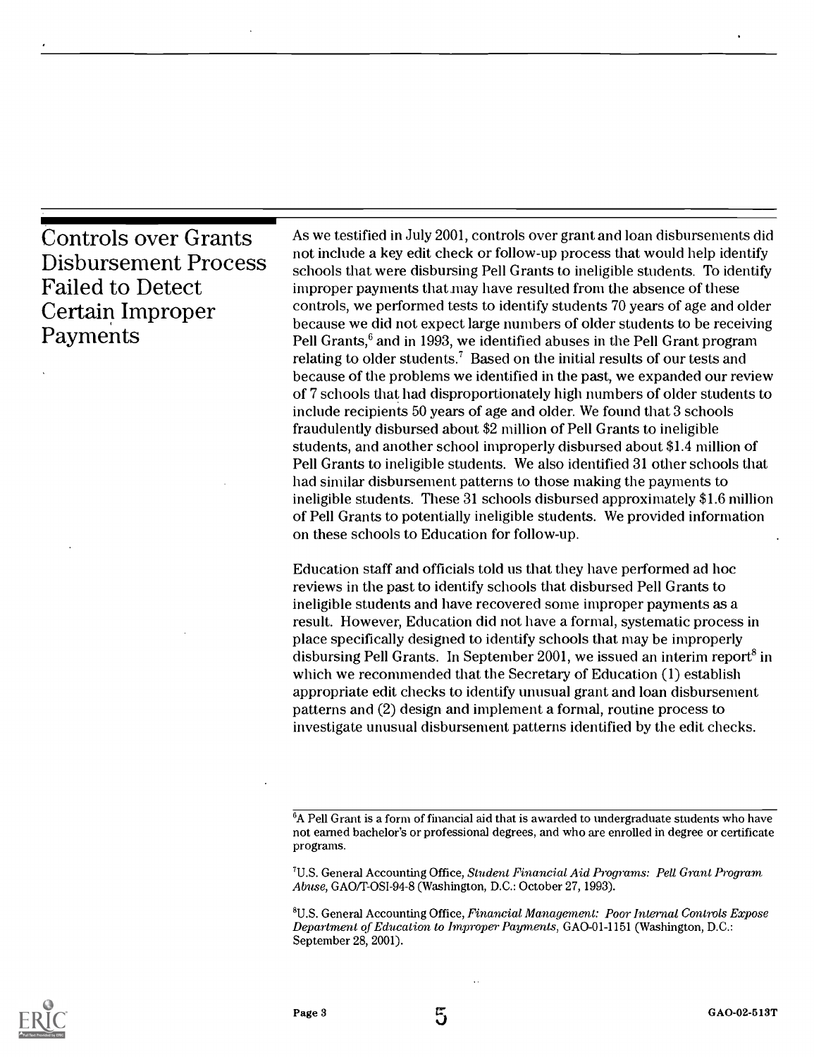## Controls over Grants Disbursement Process Failed to Detect Certain Improper Payments

As we testified in July 2001, controls over grant and loan disbursements did not include a key edit check or follow-up process that would help identify schools that were disbursing Pell Grants to ineligible students. To identify improper payments that may have resulted from the absence of these controls, we performed tests to identify students 70 years of age and older because we did not expect large numbers of older students to be receiving Pell Grants,[6] and in 1993, we identified abuses in the Pell Grant program relating to older students.[7] Based on the initial results of our tests and because of the problems we identified in the past, we expanded our review of 7 schools that had disproportionately high numbers of older students to include recipients 50 years of age and older. We found that 3 schools fraudulently disbursed about $2 million of Pell Grants to ineligible students, and another school improperly disbursed about $1.4 million of Pell Grants to ineligible students. We also identified 31 other schools that had similar disbursement patterns to those making the payments to ineligible students. These 31 schools disbursed approximately $1.6 million of Pell Grants to potentially ineligible students. We provided information on these schools to Education for follow-up.

Education staff and officials told us that they have performed ad hoc reviews in the past to identify schools that disbursed Pell Grants to ineligible students and have recovered some improper payments as a result. However, Education did not have a formal, systematic process in place specifically designed to identify schools that may be improperly disbursing Pell Grants. In September 2001, we issued an interim report[8] in which we recommended that the Secretary of Education (1) establish appropriate edit checks to identify unusual grant and loan disbursement patterns and (2) design and implement a formal, routine process to investigate unusual disbursement patterns identified by the edit checks.

---

[6] A Pell Grant is a form of financial aid that is awarded to undergraduate students who have not earned bachelor's or professional degrees, and who are enrolled in degree or certificate programs.

[7] U.S. General Accounting Office, *Student Financial Aid Programs: Pell Grant Program Abuse*, GAO/T-OSI-94-8 (Washington, D.C.: October 27, 1993).

[8] U.S. General Accounting Office, *Financial Management: Poor Internal Controls Expose Department of Education to Improper Payments*, GAO-01-1151 (Washington, D.C.: September 28, 2001).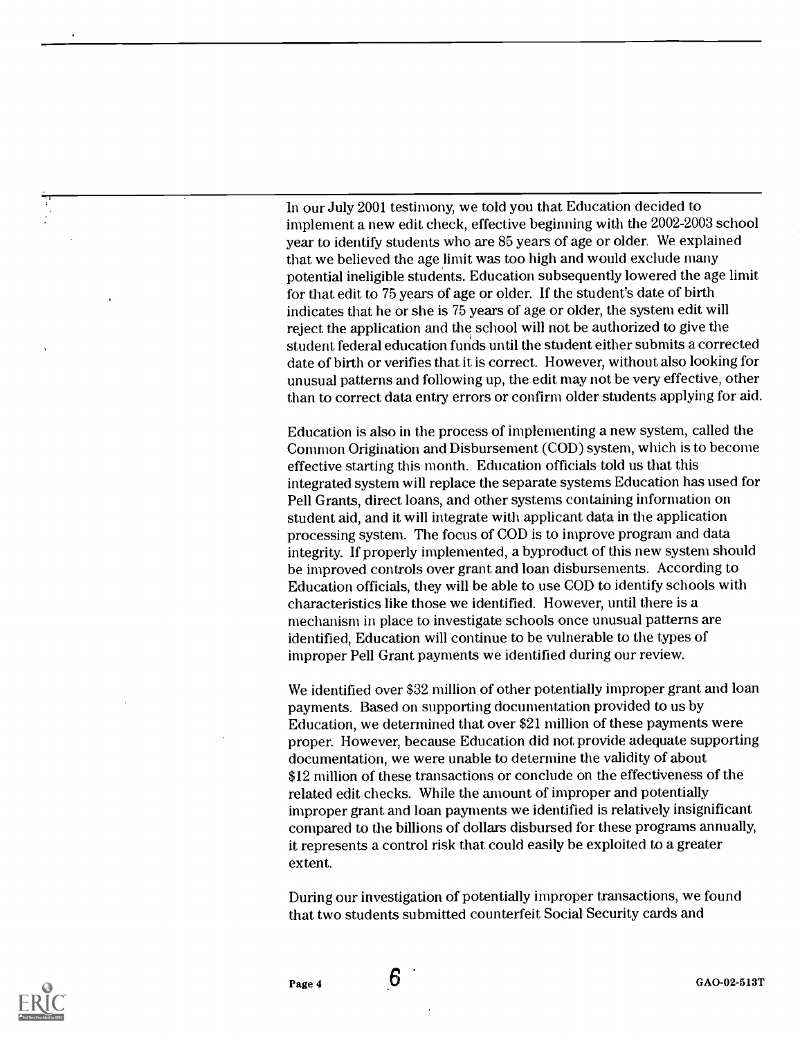In our July 2001 testimony, we told you that Education decided to implement a new edit check, effective beginning with the 2002-2003 school year to identify students who are 85 years of age or older. We explained that we believed the age limit was too high and would exclude many potential ineligible students. Education subsequently lowered the age limit for that edit to 75 years of age or older. If the student's date of birth indicates that he or she is 75 years of age or older, the system edit will reject the application and the school will not be authorized to give the student federal education funds until the student either submits a corrected date of birth or verifies that it is correct. However, without also looking for unusual patterns and following up, the edit may not be very effective, other than to correct data entry errors or confirm older students applying for aid.

Education is also in the process of implementing a new system, called the Common Origination and Disbursement (COD) system, which is to become effective starting this month. Education officials told us that this integrated system will replace the separate systems Education has used for Pell Grants, direct loans, and other systems containing information on student aid, and it will integrate with applicant data in the application processing system. The focus of COD is to improve program and data integrity. If properly implemented, a byproduct of this new system should be improved controls over grant and loan disbursements. According to Education officials, they will be able to use COD to identify schools with characteristics like those we identified. However, until there is a mechanism in place to investigate schools once unusual patterns are identified, Education will continue to be vulnerable to the types of improper Pell Grant payments we identified during our review.

We identified over $32 million of other potentially improper grant and loan payments. Based on supporting documentation provided to us by Education, we determined that over $21 million of these payments were proper. However, because Education did not provide adequate supporting documentation, we were unable to determine the validity of about $12 million of these transactions or conclude on the effectiveness of the related edit checks. While the amount of improper and potentially improper grant and loan payments we identified is relatively insignificant compared to the billions of dollars disbursed for these programs annually, it represents a control risk that could easily be exploited to a greater extent.

During our investigation of potentially improper transactions, we found that two students submitted counterfeit Social Security cards and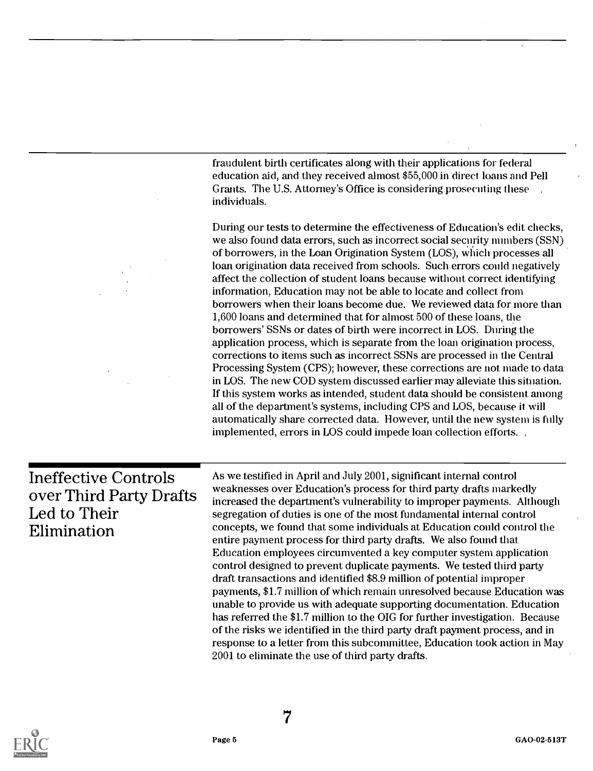fraudulent birth certificates along with their applications for federal education aid, and they received almost $55,000 in direct loans and Pell Grants. The U.S. Attorney's Office is considering prosecuting these individuals.

During our tests to determine the effectiveness of Education's edit checks, we also found data errors, such as incorrect social security numbers (SSN) of borrowers, in the Loan Origination System (LOS), which processes all loan origination data received from schools. Such errors could negatively affect the collection of student loans because without correct identifying information, Education may not be able to locate and collect from borrowers when their loans become due. We reviewed data for more than 1,600 loans and determined that for almost 500 of these loans, the borrowers' SSNs or dates of birth were incorrect in LOS. During the application process, which is separate from the loan origination process, corrections to items such as incorrect SSNs are processed in the Central Processing System (CPS); however, these corrections are not made to data in LOS. The new COD system discussed earlier may alleviate this situation. If this system works as intended, student data should be consistent among all of the department's systems, including CPS and LOS, because it will automatically share corrected data. However, until the new system is fully implemented, errors in LOS could impede loan collection efforts.

## Ineffective Controls over Third Party Drafts Led to Their Elimination

As we testified in April and July 2001, significant internal control weaknesses over Education's process for third party drafts markedly increased the department's vulnerability to improper payments. Although segregation of duties is one of the most fundamental internal control concepts, we found that some individuals at Education could control the entire payment process for third party drafts. We also found that Education employees circumvented a key computer system application control designed to prevent duplicate payments. We tested third party draft transactions and identified $8.9 million of potential improper payments, $1.7 million of which remain unresolved because Education was unable to provide us with adequate supporting documentation. Education has referred the $1.7 million to the OIG for further investigation. Because of the risks we identified in the third party draft payment process, and in response to a letter from this subcommittee, Education took action in May 2001 to eliminate the use of third party drafts.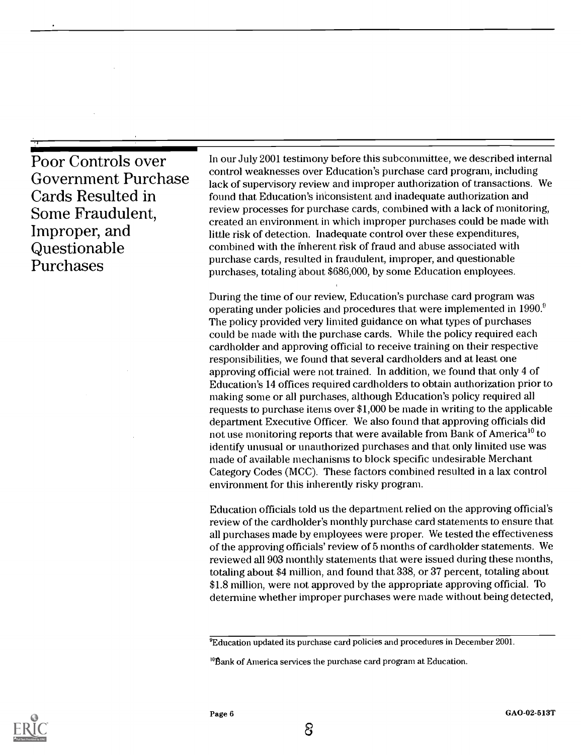## Poor Controls over Government Purchase Cards Resulted in Some Fraudulent, Improper, and Questionable Purchases

In our July 2001 testimony before this subcommittee, we described internal control weaknesses over Education's purchase card program, including lack of supervisory review and improper authorization of transactions. We found that Education's inconsistent and inadequate authorization and review processes for purchase cards, combined with a lack of monitoring, created an environment in which improper purchases could be made with little risk of detection. Inadequate control over these expenditures, combined with the inherent risk of fraud and abuse associated with purchase cards, resulted in fraudulent, improper, and questionable purchases, totaling about $686,000, by some Education employees.

During the time of our review, Education's purchase card program was operating under policies and procedures that were implemented in 1990.[9] The policy provided very limited guidance on what types of purchases could be made with the purchase cards. While the policy required each cardholder and approving official to receive training on their respective responsibilities, we found that several cardholders and at least one approving official were not trained. In addition, we found that only 4 of Education's 14 offices required cardholders to obtain authorization prior to making some or all purchases, although Education's policy required all requests to purchase items over $1,000 be made in writing to the applicable department Executive Officer. We also found that approving officials did not use monitoring reports that were available from Bank of America[10] to identify unusual or unauthorized purchases and that only limited use was made of available mechanisms to block specific undesirable Merchant Category Codes (MCC). These factors combined resulted in a lax control environment for this inherently risky program.

Education officials told us the department relied on the approving official's review of the cardholder's monthly purchase card statements to ensure that all purchases made by employees were proper. We tested the effectiveness of the approving officials' review of 5 months of cardholder statements. We reviewed all 903 monthly statements that were issued during these months, totaling about $4 million, and found that 338, or 37 percent, totaling about $1.8 million, were not approved by the appropriate approving official. To determine whether improper purchases were made without being detected,

---

[9] Education updated its purchase card policies and procedures in December 2001.

[10] Bank of America services the purchase card program at Education.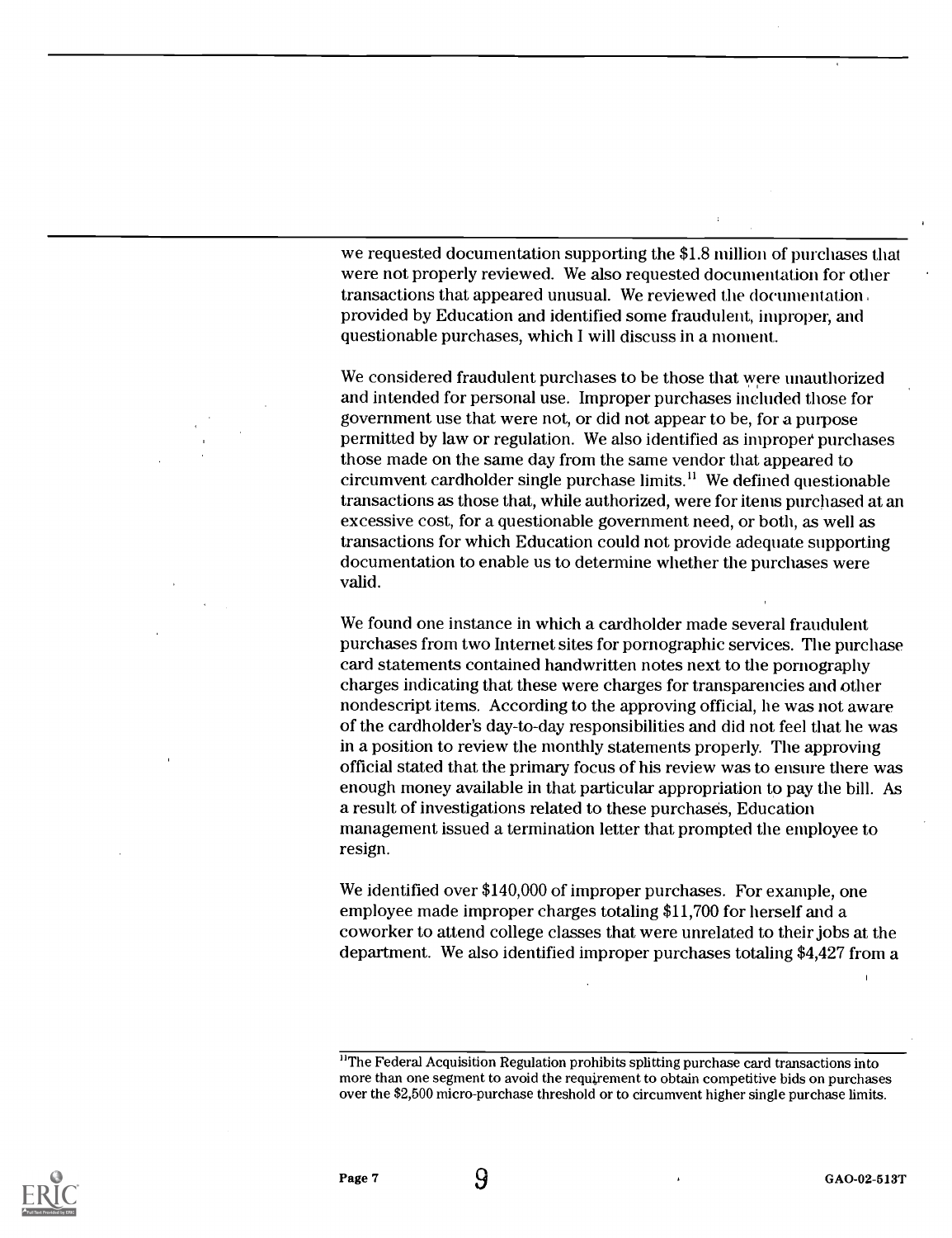we requested documentation supporting the $1.8 million of purchases that were not properly reviewed. We also requested documentation for other transactions that appeared unusual. We reviewed the documentation provided by Education and identified some fraudulent, improper, and questionable purchases, which I will discuss in a moment.

We considered fraudulent purchases to be those that were unauthorized and intended for personal use. Improper purchases included those for government use that were not, or did not appear to be, for a purpose permitted by law or regulation. We also identified as improper purchases those made on the same day from the same vendor that appeared to circumvent cardholder single purchase limits.[11] We defined questionable transactions as those that, while authorized, were for items purchased at an excessive cost, for a questionable government need, or both, as well as transactions for which Education could not provide adequate supporting documentation to enable us to determine whether the purchases were valid.

We found one instance in which a cardholder made several fraudulent purchases from two Internet sites for pornographic services. The purchase card statements contained handwritten notes next to the pornography charges indicating that these were charges for transparencies and other nondescript items. According to the approving official, he was not aware of the cardholder's day-to-day responsibilities and did not feel that he was in a position to review the monthly statements properly. The approving official stated that the primary focus of his review was to ensure there was enough money available in that particular appropriation to pay the bill. As a result of investigations related to these purchases, Education management issued a termination letter that prompted the employee to resign.

We identified over $140,000 of improper purchases. For example, one employee made improper charges totaling $11,700 for herself and a coworker to attend college classes that were unrelated to their jobs at the department. We also identified improper purchases totaling $4,427 from a

[11] The Federal Acquisition Regulation prohibits splitting purchase card transactions into more than one segment to avoid the requirement to obtain competitive bids on purchases over the $2,500 micro-purchase threshold or to circumvent higher single purchase limits.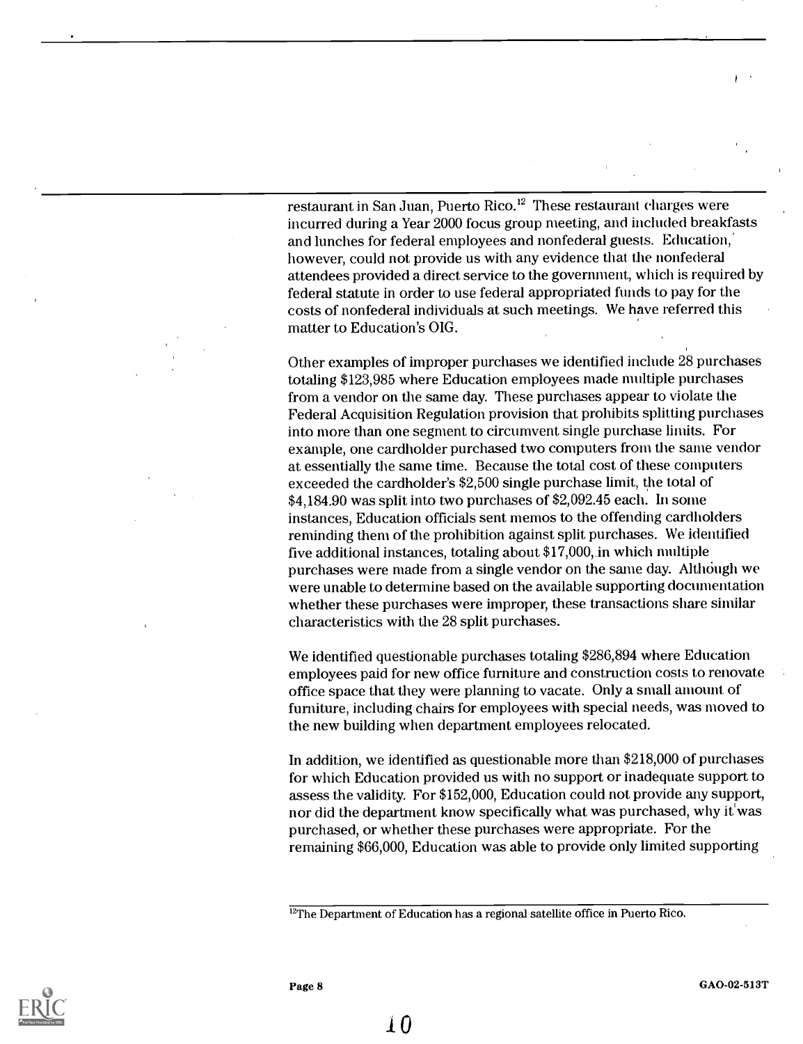restaurant in San Juan, Puerto Rico.[12] These restaurant charges were incurred during a Year 2000 focus group meeting, and included breakfasts and lunches for federal employees and nonfederal guests. Education, however, could not provide us with any evidence that the nonfederal attendees provided a direct service to the government, which is required by federal statute in order to use federal appropriated funds to pay for the costs of nonfederal individuals at such meetings. We have referred this matter to Education's OIG.

Other examples of improper purchases we identified include 28 purchases totaling $123,985 where Education employees made multiple purchases from a vendor on the same day. These purchases appear to violate the Federal Acquisition Regulation provision that prohibits splitting purchases into more than one segment to circumvent single purchase limits. For example, one cardholder purchased two computers from the same vendor at essentially the same time. Because the total cost of these computers exceeded the cardholder's $2,500 single purchase limit, the total of $4,184.90 was split into two purchases of $2,092.45 each. In some instances, Education officials sent memos to the offending cardholders reminding them of the prohibition against split purchases. We identified five additional instances, totaling about $17,000, in which multiple purchases were made from a single vendor on the same day. Although we were unable to determine based on the available supporting documentation whether these purchases were improper, these transactions share similar characteristics with the 28 split purchases.

We identified questionable purchases totaling $286,894 where Education employees paid for new office furniture and construction costs to renovate office space that they were planning to vacate. Only a small amount of furniture, including chairs for employees with special needs, was moved to the new building when department employees relocated.

In addition, we identified as questionable more than $218,000 of purchases for which Education provided us with no support or inadequate support to assess the validity. For $152,000, Education could not provide any support, nor did the department know specifically what was purchased, why it was purchased, or whether these purchases were appropriate. For the remaining $66,000, Education was able to provide only limited supporting

[12]The Department of Education has a regional satellite office in Puerto Rico.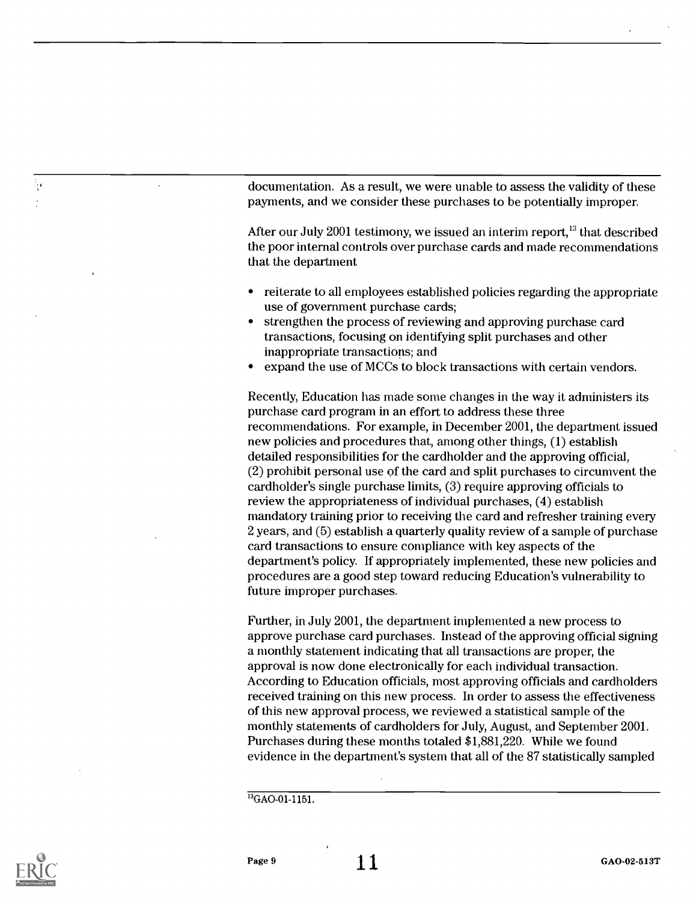documentation. As a result, we were unable to assess the validity of these payments, and we consider these purchases to be potentially improper.

After our July 2001 testimony, we issued an interim report,[13] that described the poor internal controls over purchase cards and made recommendations that the department

- reiterate to all employees established policies regarding the appropriate use of government purchase cards;
- strengthen the process of reviewing and approving purchase card transactions, focusing on identifying split purchases and other inappropriate transactions; and
- expand the use of MCCs to block transactions with certain vendors.

Recently, Education has made some changes in the way it administers its purchase card program in an effort to address these three recommendations. For example, in December 2001, the department issued new policies and procedures that, among other things, (1) establish detailed responsibilities for the cardholder and the approving official, (2) prohibit personal use of the card and split purchases to circumvent the cardholder's single purchase limits, (3) require approving officials to review the appropriateness of individual purchases, (4) establish mandatory training prior to receiving the card and refresher training every 2 years, and (5) establish a quarterly quality review of a sample of purchase card transactions to ensure compliance with key aspects of the department's policy. If appropriately implemented, these new policies and procedures are a good step toward reducing Education's vulnerability to future improper purchases.

Further, in July 2001, the department implemented a new process to approve purchase card purchases. Instead of the approving official signing a monthly statement indicating that all transactions are proper, the approval is now done electronically for each individual transaction. According to Education officials, most approving officials and cardholders received training on this new process. In order to assess the effectiveness of this new approval process, we reviewed a statistical sample of the monthly statements of cardholders for July, August, and September 2001. Purchases during these months totaled $1,881,220. While we found evidence in the department's system that all of the 87 statistically sampled

[13] GAO-01-1151.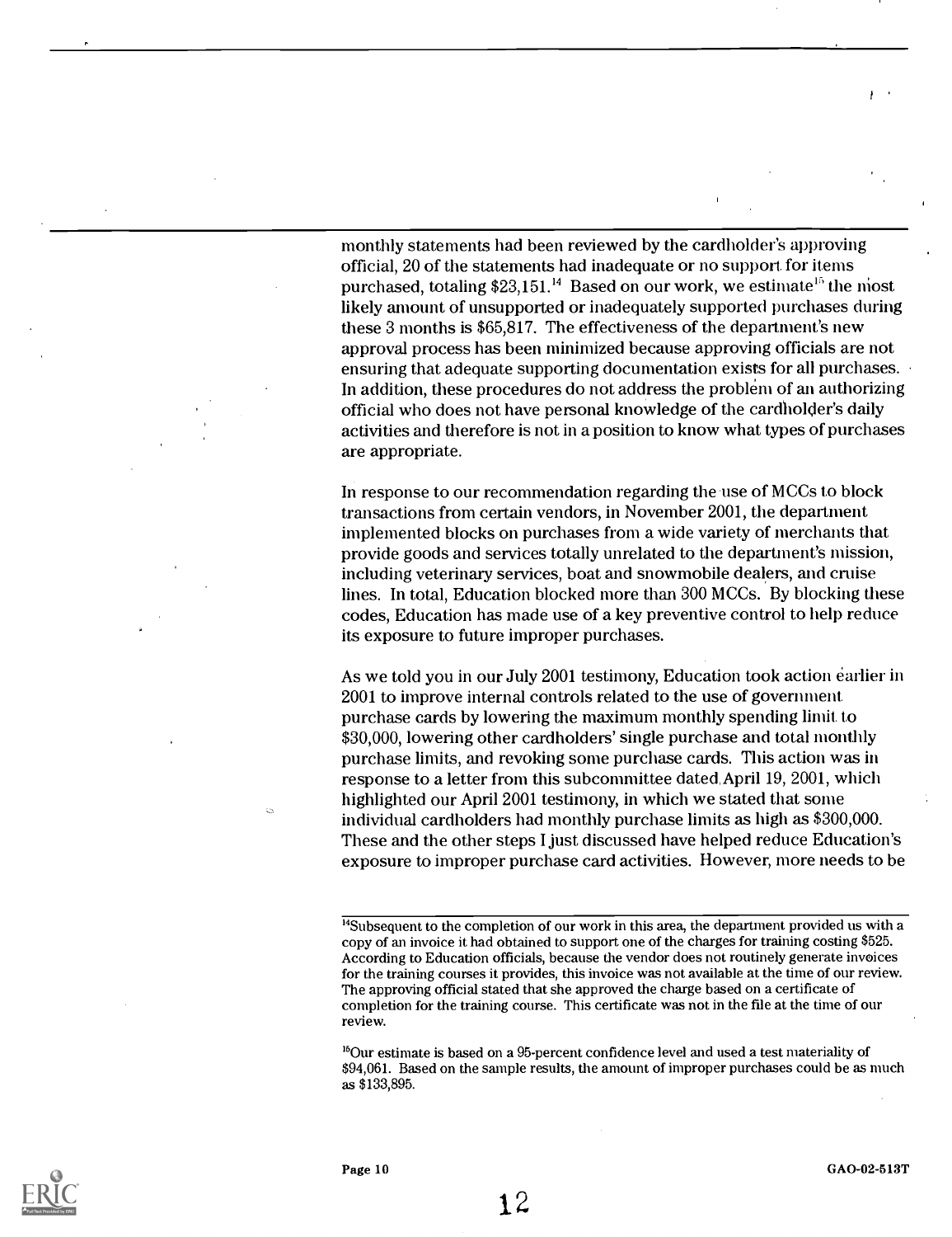monthly statements had been reviewed by the cardholder's approving official, 20 of the statements had inadequate or no support for items purchased, totaling $23,151.[14] Based on our work, we estimate[15] the most likely amount of unsupported or inadequately supported purchases during these 3 months is $65,817. The effectiveness of the department's new approval process has been minimized because approving officials are not ensuring that adequate supporting documentation exists for all purchases. In addition, these procedures do not address the problem of an authorizing official who does not have personal knowledge of the cardholder's daily activities and therefore is not in a position to know what types of purchases are appropriate.

In response to our recommendation regarding the use of MCCs to block transactions from certain vendors, in November 2001, the department implemented blocks on purchases from a wide variety of merchants that provide goods and services totally unrelated to the department's mission, including veterinary services, boat and snowmobile dealers, and cruise lines. In total, Education blocked more than 300 MCCs. By blocking these codes, Education has made use of a key preventive control to help reduce its exposure to future improper purchases.

As we told you in our July 2001 testimony, Education took action earlier in 2001 to improve internal controls related to the use of government purchase cards by lowering the maximum monthly spending limit to $30,000, lowering other cardholders' single purchase and total monthly purchase limits, and revoking some purchase cards. This action was in response to a letter from this subcommittee dated April 19, 2001, which highlighted our April 2001 testimony, in which we stated that some individual cardholders had monthly purchase limits as high as $300,000. These and the other steps I just discussed have helped reduce Education's exposure to improper purchase card activities. However, more needs to be

[14]Subsequent to the completion of our work in this area, the department provided us with a copy of an invoice it had obtained to support one of the charges for training costing $525. According to Education officials, because the vendor does not routinely generate invoices for the training courses it provides, this invoice was not available at the time of our review. The approving official stated that she approved the charge based on a certificate of completion for the training course. This certificate was not in the file at the time of our review.

[15]Our estimate is based on a 95-percent confidence level and used a test materiality of $94,061. Based on the sample results, the amount of improper purchases could be as much as $133,895.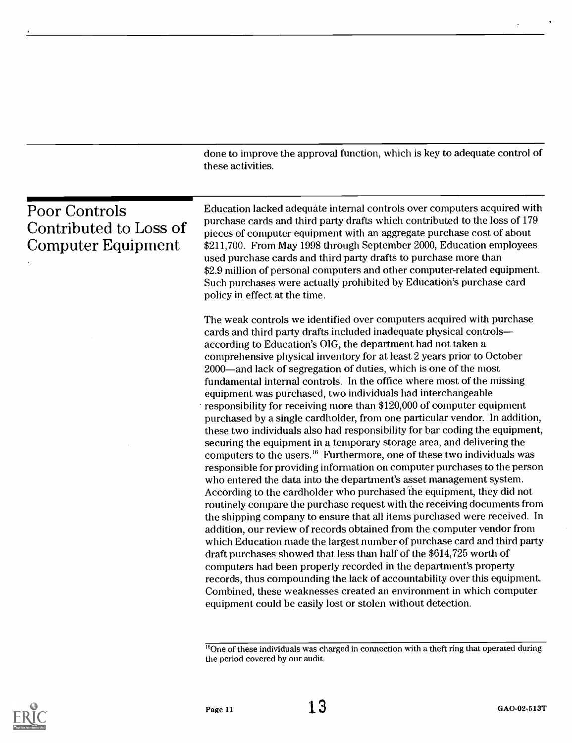done to improve the approval function, which is key to adequate control of these activities.

## Poor Controls Contributed to Loss of Computer Equipment

Education lacked adequate internal controls over computers acquired with purchase cards and third party drafts which contributed to the loss of 179 pieces of computer equipment with an aggregate purchase cost of about $211,700. From May 1998 through September 2000, Education employees used purchase cards and third party drafts to purchase more than $2.9 million of personal computers and other computer-related equipment. Such purchases were actually prohibited by Education's purchase card policy in effect at the time.

The weak controls we identified over computers acquired with purchase cards and third party drafts included inadequate physical controls—according to Education's OIG, the department had not taken a comprehensive physical inventory for at least 2 years prior to October 2000—and lack of segregation of duties, which is one of the most fundamental internal controls. In the office where most of the missing equipment was purchased, two individuals had interchangeable responsibility for receiving more than $120,000 of computer equipment purchased by a single cardholder, from one particular vendor. In addition, these two individuals also had responsibility for bar coding the equipment, securing the equipment in a temporary storage area, and delivering the computers to the users.[16] Furthermore, one of these two individuals was responsible for providing information on computer purchases to the person who entered the data into the department's asset management system. According to the cardholder who purchased the equipment, they did not routinely compare the purchase request with the receiving documents from the shipping company to ensure that all items purchased were received. In addition, our review of records obtained from the computer vendor from which Education made the largest number of purchase card and third party draft purchases showed that less than half of the $614,725 worth of computers had been properly recorded in the department's property records, thus compounding the lack of accountability over this equipment. Combined, these weaknesses created an environment in which computer equipment could be easily lost or stolen without detection.

[16] One of these individuals was charged in connection with a theft ring that operated during the period covered by our audit.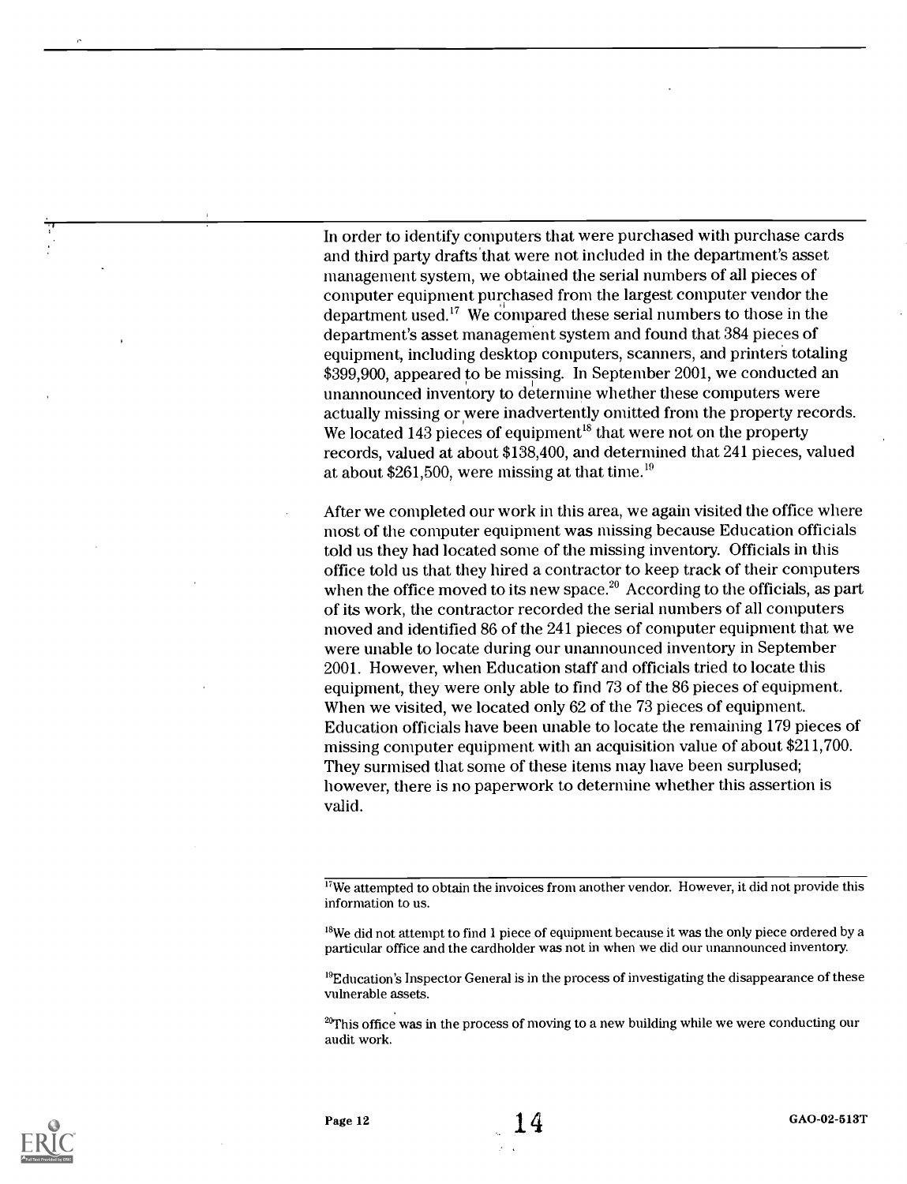In order to identify computers that were purchased with purchase cards and third party drafts that were not included in the department's asset management system, we obtained the serial numbers of all pieces of computer equipment purchased from the largest computer vendor the department used.[17] We compared these serial numbers to those in the department's asset management system and found that 384 pieces of equipment, including desktop computers, scanners, and printers totaling $399,900, appeared to be missing. In September 2001, we conducted an unannounced inventory to determine whether these computers were actually missing or were inadvertently omitted from the property records. We located 143 pieces of equipment[18] that were not on the property records, valued at about $138,400, and determined that 241 pieces, valued at about $261,500, were missing at that time.[19]

After we completed our work in this area, we again visited the office where most of the computer equipment was missing because Education officials told us they had located some of the missing inventory. Officials in this office told us that they hired a contractor to keep track of their computers when the office moved to its new space.[20] According to the officials, as part of its work, the contractor recorded the serial numbers of all computers moved and identified 86 of the 241 pieces of computer equipment that we were unable to locate during our unannounced inventory in September 2001. However, when Education staff and officials tried to locate this equipment, they were only able to find 73 of the 86 pieces of equipment. When we visited, we located only 62 of the 73 pieces of equipment. Education officials have been unable to locate the remaining 179 pieces of missing computer equipment with an acquisition value of about $211,700. They surmised that some of these items may have been surplused; however, there is no paperwork to determine whether this assertion is valid.

---

[17]We attempted to obtain the invoices from another vendor. However, it did not provide this information to us.

[18]We did not attempt to find 1 piece of equipment because it was the only piece ordered by a particular office and the cardholder was not in when we did our unannounced inventory.

[19]Education's Inspector General is in the process of investigating the disappearance of these vulnerable assets.

[20]This office was in the process of moving to a new building while we were conducting our audit work.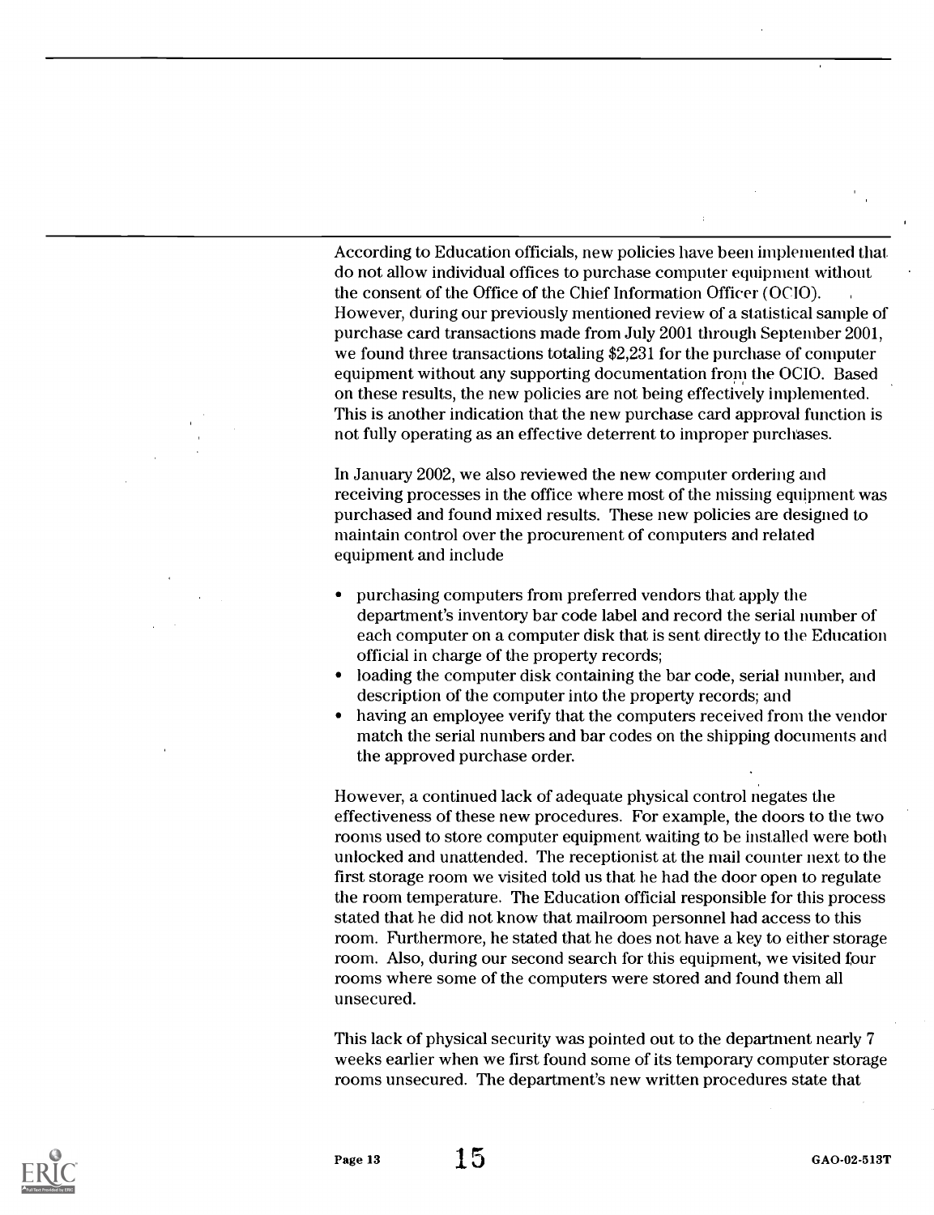According to Education officials, new policies have been implemented that do not allow individual offices to purchase computer equipment without the consent of the Office of the Chief Information Officer (OCIO). However, during our previously mentioned review of a statistical sample of purchase card transactions made from July 2001 through September 2001, we found three transactions totaling $2,231 for the purchase of computer equipment without any supporting documentation from the OCIO. Based on these results, the new policies are not being effectively implemented. This is another indication that the new purchase card approval function is not fully operating as an effective deterrent to improper purchases.

In January 2002, we also reviewed the new computer ordering and receiving processes in the office where most of the missing equipment was purchased and found mixed results. These new policies are designed to maintain control over the procurement of computers and related equipment and include

- purchasing computers from preferred vendors that apply the department's inventory bar code label and record the serial number of each computer on a computer disk that is sent directly to the Education official in charge of the property records;
- loading the computer disk containing the bar code, serial number, and description of the computer into the property records; and
- having an employee verify that the computers received from the vendor match the serial numbers and bar codes on the shipping documents and the approved purchase order.

However, a continued lack of adequate physical control negates the effectiveness of these new procedures. For example, the doors to the two rooms used to store computer equipment waiting to be installed were both unlocked and unattended. The receptionist at the mail counter next to the first storage room we visited told us that he had the door open to regulate the room temperature. The Education official responsible for this process stated that he did not know that mailroom personnel had access to this room. Furthermore, he stated that he does not have a key to either storage room. Also, during our second search for this equipment, we visited four rooms where some of the computers were stored and found them all unsecured.

This lack of physical security was pointed out to the department nearly 7 weeks earlier when we first found some of its temporary computer storage rooms unsecured. The department's new written procedures state that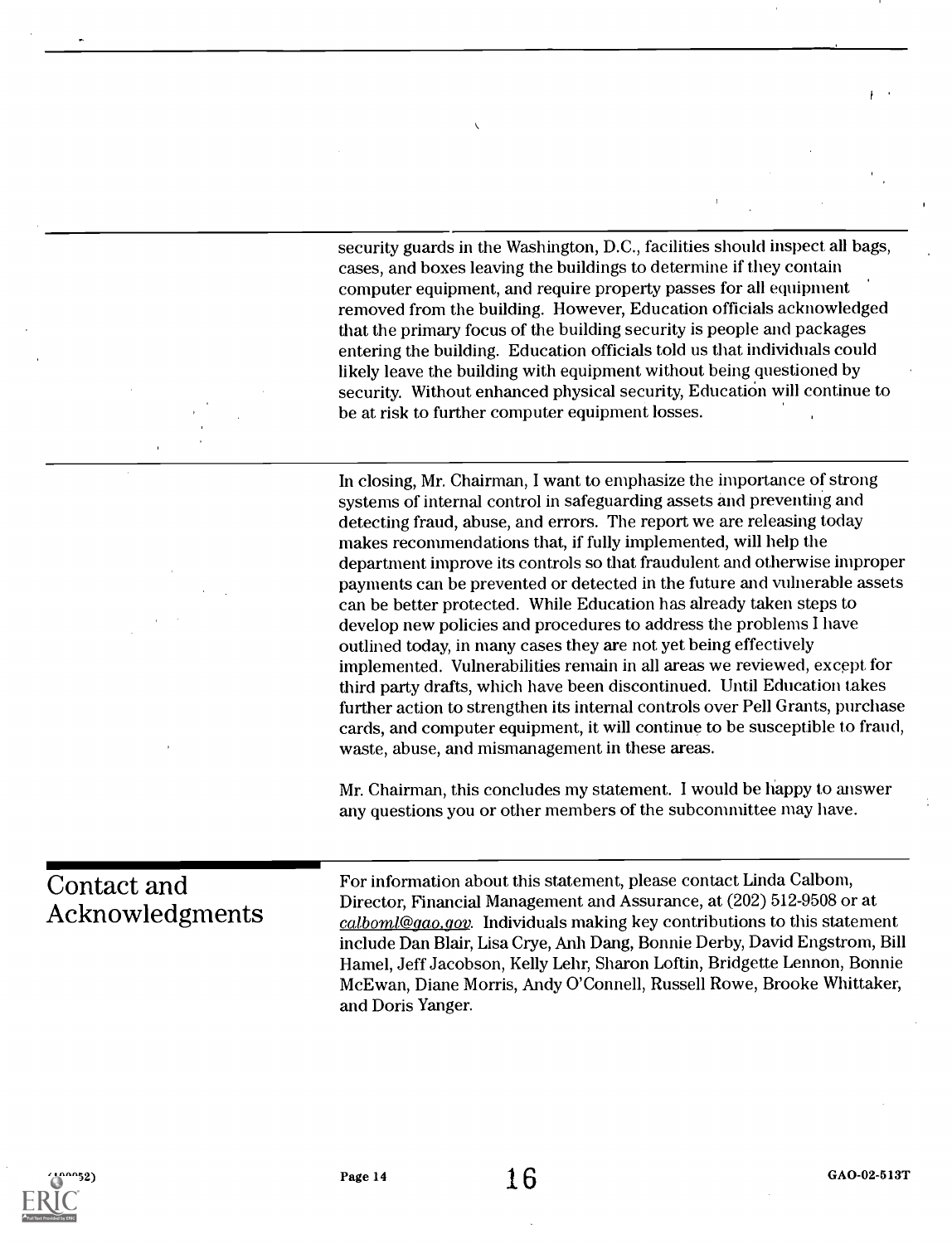security guards in the Washington, D.C., facilities should inspect all bags, cases, and boxes leaving the buildings to determine if they contain computer equipment, and require property passes for all equipment removed from the building. However, Education officials acknowledged that the primary focus of the building security is people and packages entering the building. Education officials told us that individuals could likely leave the building with equipment without being questioned by security. Without enhanced physical security, Education will continue to be at risk to further computer equipment losses.

In closing, Mr. Chairman, I want to emphasize the importance of strong systems of internal control in safeguarding assets and preventing and detecting fraud, abuse, and errors. The report we are releasing today makes recommendations that, if fully implemented, will help the department improve its controls so that fraudulent and otherwise improper payments can be prevented or detected in the future and vulnerable assets can be better protected. While Education has already taken steps to develop new policies and procedures to address the problems I have outlined today, in many cases they are not yet being effectively implemented. Vulnerabilities remain in all areas we reviewed, except for third party drafts, which have been discontinued. Until Education takes further action to strengthen its internal controls over Pell Grants, purchase cards, and computer equipment, it will continue to be susceptible to fraud, waste, abuse, and mismanagement in these areas.

Mr. Chairman, this concludes my statement. I would be happy to answer any questions you or other members of the subcommittee may have.

## Contact and Acknowledgments

For information about this statement, please contact Linda Calbom, Director, Financial Management and Assurance, at (202) 512-9508 or at *calboml@gao.gov*. Individuals making key contributions to this statement include Dan Blair, Lisa Crye, Anh Dang, Bonnie Derby, David Engstrom, Bill Hamel, Jeff Jacobson, Kelly Lehr, Sharon Loftin, Bridgette Lennon, Bonnie McEwan, Diane Morris, Andy O'Connell, Russell Rowe, Brooke Whittaker, and Doris Yanger.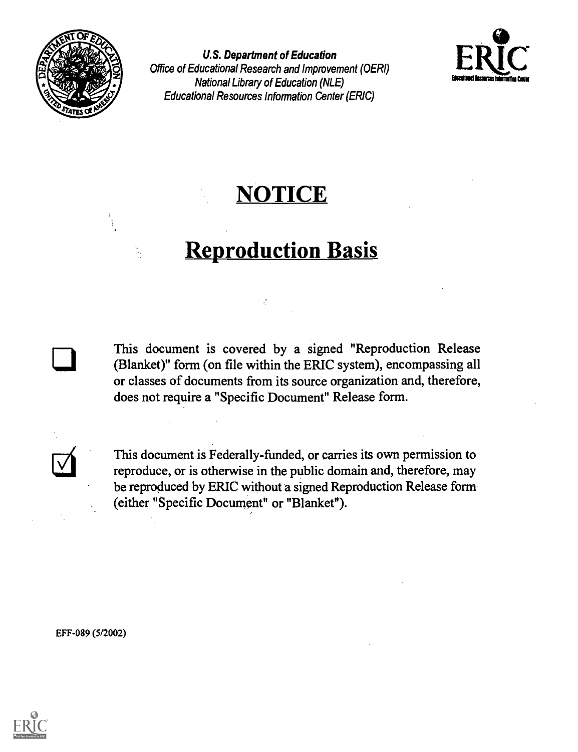U.S. Department of Education
Office of Educational Research and Improvement (OERI)
National Library of Education (NLE)
Educational Resources Information Center (ERIC)

# NOTICE

# Reproduction Basis

- [ ] This document is covered by a signed "Reproduction Release (Blanket)" form (on file within the ERIC system), encompassing all or classes of documents from its source organization and, therefore, does not require a "Specific Document" Release form.

- [x] This document is Federally-funded, or carries its own permission to reproduce, or is otherwise in the public domain and, therefore, may be reproduced by ERIC without a signed Reproduction Release form (either "Specific Document" or "Blanket").

EFF-089 (5/2002)